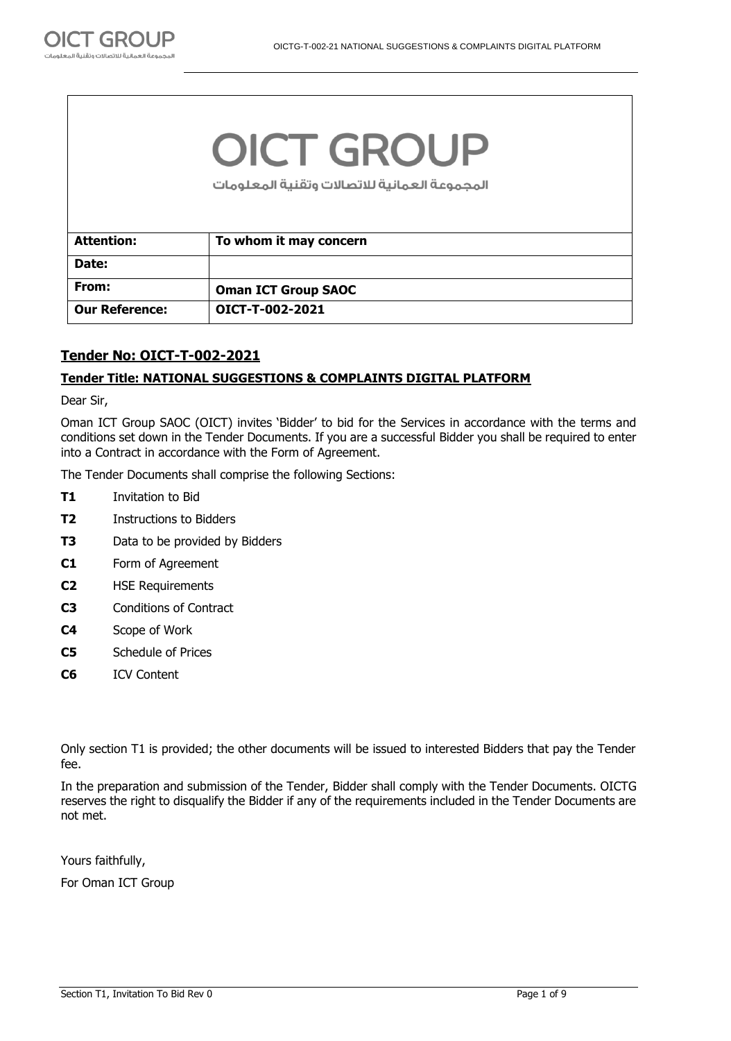# OICT GROUP

المجموعة العمانية للاتصالات وتقنية المعلومات

| **Attention:** | **To whom it may concern** |
|---|---|
| **Date:** | |
| **From:** | **Oman ICT Group SAOC** |
| **Our Reference:** | **OICT-T-002-2021** |

## Tender No: OICT-T-002-2021

### Tender Title: NATIONAL SUGGESTIONS & COMPLAINTS DIGITAL PLATFORM

Dear Sir,

Oman ICT Group SAOC (OICT) invites 'Bidder' to bid for the Services in accordance with the terms and conditions set down in the Tender Documents. If you are a successful Bidder you shall be required to enter into a Contract in accordance with the Form of Agreement.

The Tender Documents shall comprise the following Sections:

- **T1** Invitation to Bid
- **T2** Instructions to Bidders
- **T3** Data to be provided by Bidders
- **C1** Form of Agreement
- **C2** HSE Requirements
- **C3** Conditions of Contract
- **C4** Scope of Work
- **C5** Schedule of Prices
- **C6** ICV Content

Only section T1 is provided; the other documents will be issued to interested Bidders that pay the Tender fee.

In the preparation and submission of the Tender, Bidder shall comply with the Tender Documents. OICTG reserves the right to disqualify the Bidder if any of the requirements included in the Tender Documents are not met.

Yours faithfully,

For Oman ICT Group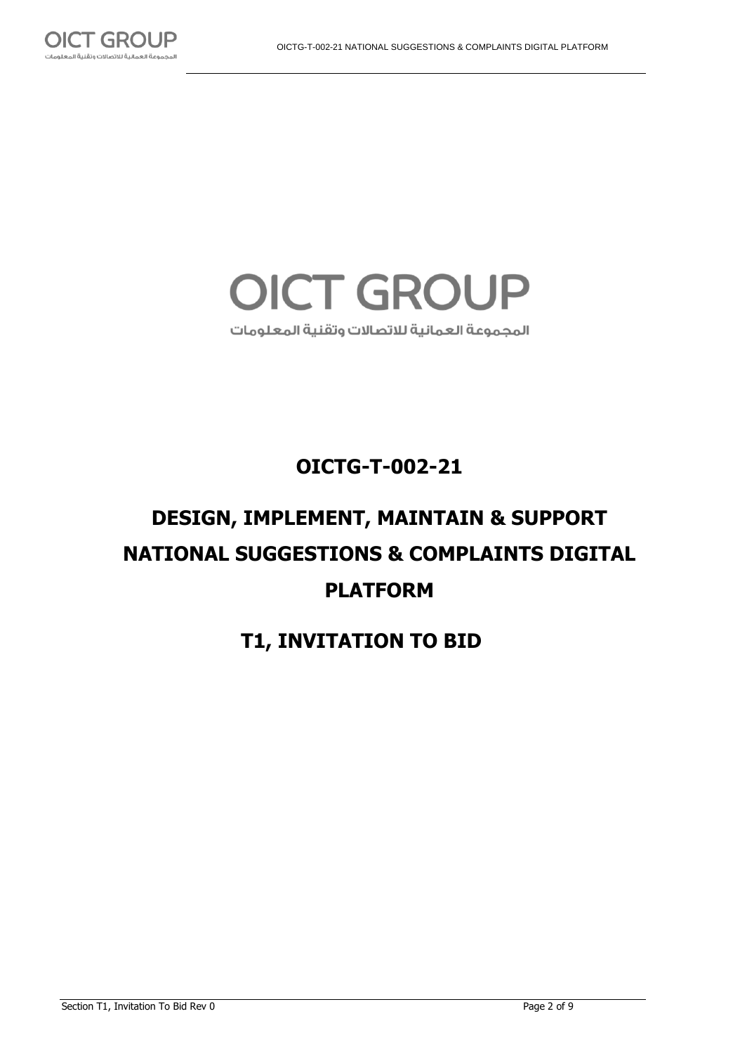OICT GROUP

المجموعة العمانية للاتصالات وتقنية المعلومات

# OICTG-T-002-21

# DESIGN, IMPLEMENT, MAINTAIN & SUPPORT NATIONAL SUGGESTIONS & COMPLAINTS DIGITAL PLATFORM

# T1, INVITATION TO BID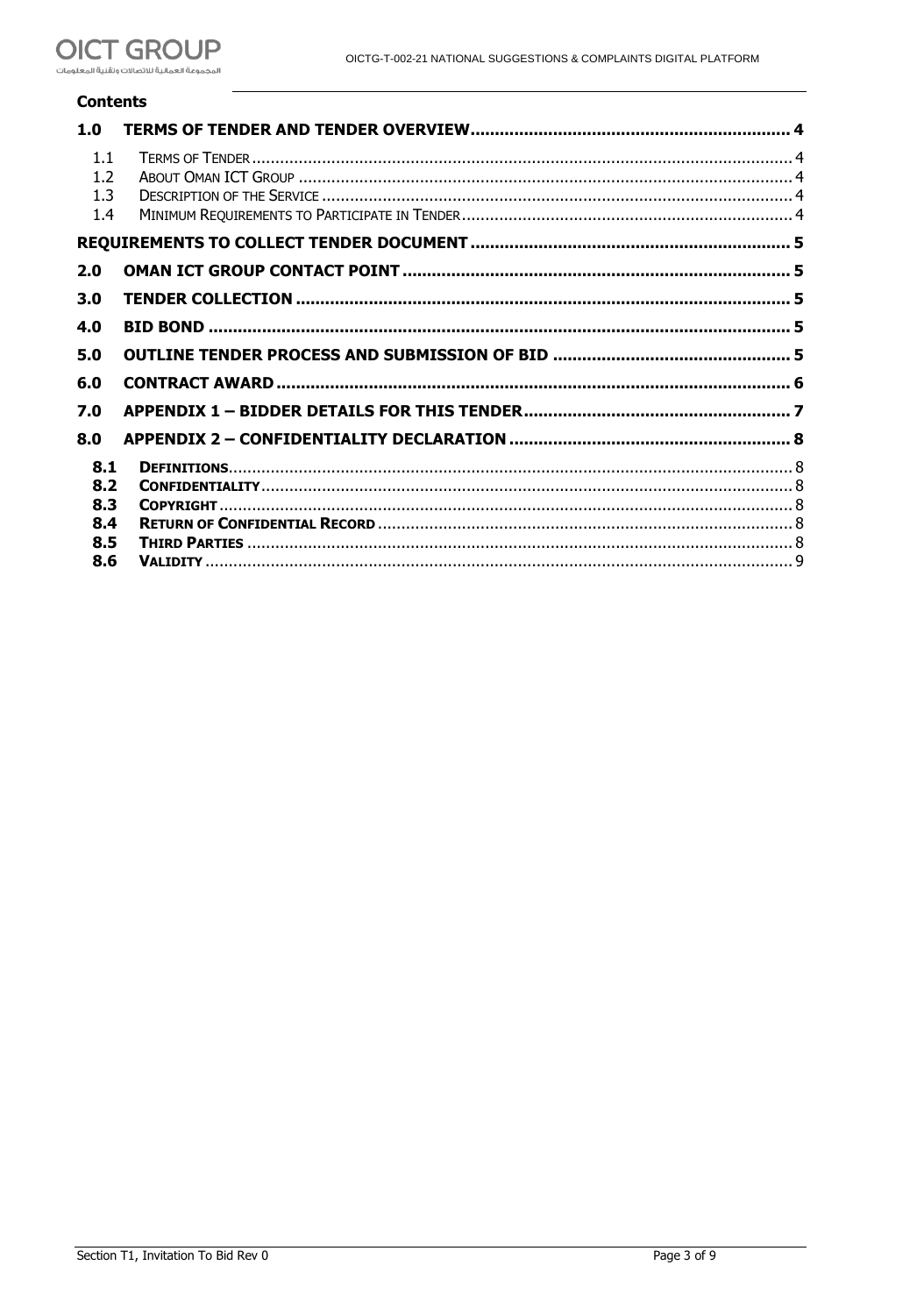**Contents**

| | | |
|---|---|---|
| **1.0** | **TERMS OF TENDER AND TENDER OVERVIEW** | **4** |
| 1.1 | TERMS OF TENDER | 4 |
| 1.2 | ABOUT OMAN ICT GROUP | 4 |
| 1.3 | DESCRIPTION OF THE SERVICE | 4 |
| 1.4 | MINIMUM REQUIREMENTS TO PARTICIPATE IN TENDER | 4 |
| | **REQUIREMENTS TO COLLECT TENDER DOCUMENT** | **5** |
| **2.0** | **OMAN ICT GROUP CONTACT POINT** | **5** |
| **3.0** | **TENDER COLLECTION** | **5** |
| **4.0** | **BID BOND** | **5** |
| **5.0** | **OUTLINE TENDER PROCESS AND SUBMISSION OF BID** | **5** |
| **6.0** | **CONTRACT AWARD** | **6** |
| **7.0** | **APPENDIX 1 – BIDDER DETAILS FOR THIS TENDER** | **7** |
| **8.0** | **APPENDIX 2 – CONFIDENTIALITY DECLARATION** | **8** |
| **8.1** | **DEFINITIONS** | 8 |
| **8.2** | **CONFIDENTIALITY** | 8 |
| **8.3** | **COPYRIGHT** | 8 |
| **8.4** | **RETURN OF CONFIDENTIAL RECORD** | 8 |
| **8.5** | **THIRD PARTIES** | 8 |
| **8.6** | **VALIDITY** | 9 |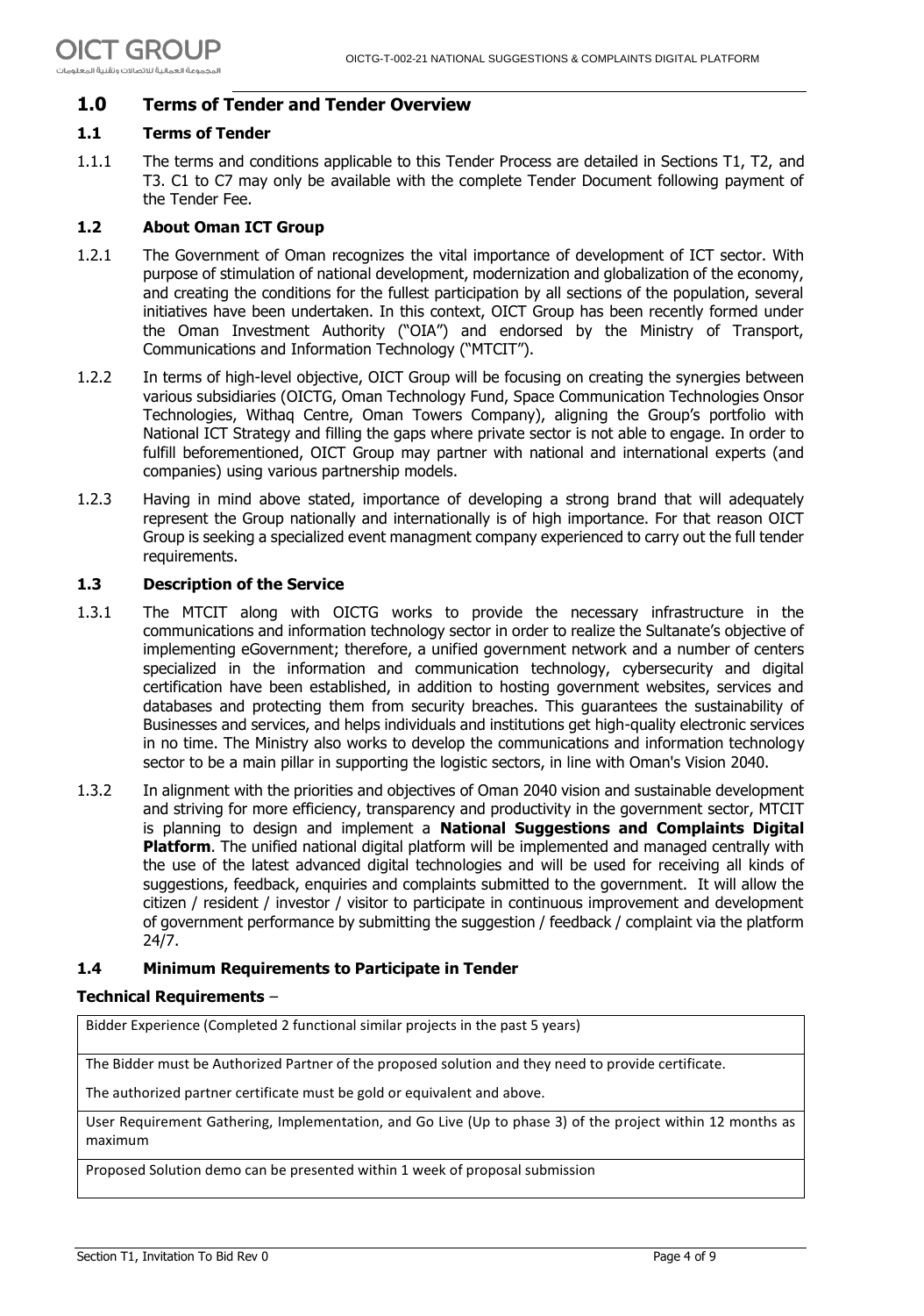## 1.0 Terms of Tender and Tender Overview

### 1.1 Terms of Tender

1.1.1 The terms and conditions applicable to this Tender Process are detailed in Sections T1, T2, and T3. C1 to C7 may only be available with the complete Tender Document following payment of the Tender Fee.

### 1.2 About Oman ICT Group

1.2.1 The Government of Oman recognizes the vital importance of development of ICT sector. With purpose of stimulation of national development, modernization and globalization of the economy, and creating the conditions for the fullest participation by all sections of the population, several initiatives have been undertaken. In this context, OICT Group has been recently formed under the Oman Investment Authority ("OIA") and endorsed by the Ministry of Transport, Communications and Information Technology ("MTCIT").

1.2.2 In terms of high-level objective, OICT Group will be focusing on creating the synergies between various subsidiaries (OICTG, Oman Technology Fund, Space Communication Technologies Onsor Technologies, Withaq Centre, Oman Towers Company), aligning the Group's portfolio with National ICT Strategy and filling the gaps where private sector is not able to engage. In order to fulfill beforementioned, OICT Group may partner with national and international experts (and companies) using various partnership models.

1.2.3 Having in mind above stated, importance of developing a strong brand that will adequately represent the Group nationally and internationally is of high importance. For that reason OICT Group is seeking a specialized event managment company experienced to carry out the full tender requirements.

### 1.3 Description of the Service

1.3.1 The MTCIT along with OICTG works to provide the necessary infrastructure in the communications and information technology sector in order to realize the Sultanate's objective of implementing eGovernment; therefore, a unified government network and a number of centers specialized in the information and communication technology, cybersecurity and digital certification have been established, in addition to hosting government websites, services and databases and protecting them from security breaches. This guarantees the sustainability of Businesses and services, and helps individuals and institutions get high-quality electronic services in no time. The Ministry also works to develop the communications and information technology sector to be a main pillar in supporting the logistic sectors, in line with Oman's Vision 2040.

1.3.2 In alignment with the priorities and objectives of Oman 2040 vision and sustainable development and striving for more efficiency, transparency and productivity in the government sector, MTCIT is planning to design and implement a **National Suggestions and Complaints Digital Platform**. The unified national digital platform will be implemented and managed centrally with the use of the latest advanced digital technologies and will be used for receiving all kinds of suggestions, feedback, enquiries and complaints submitted to the government. It will allow the citizen / resident / investor / visitor to participate in continuous improvement and development of government performance by submitting the suggestion / feedback / complaint via the platform 24/7.

### 1.4 Minimum Requirements to Participate in Tender

**Technical Requirements** –

| Requirement |
|---|
| Bidder Experience (Completed 2 functional similar projects in the past 5 years) |
| The Bidder must be Authorized Partner of the proposed solution and they need to provide certificate.<br>The authorized partner certificate must be gold or equivalent and above. |
| User Requirement Gathering, Implementation, and Go Live (Up to phase 3) of the project within 12 months as maximum |
| Proposed Solution demo can be presented within 1 week of proposal submission |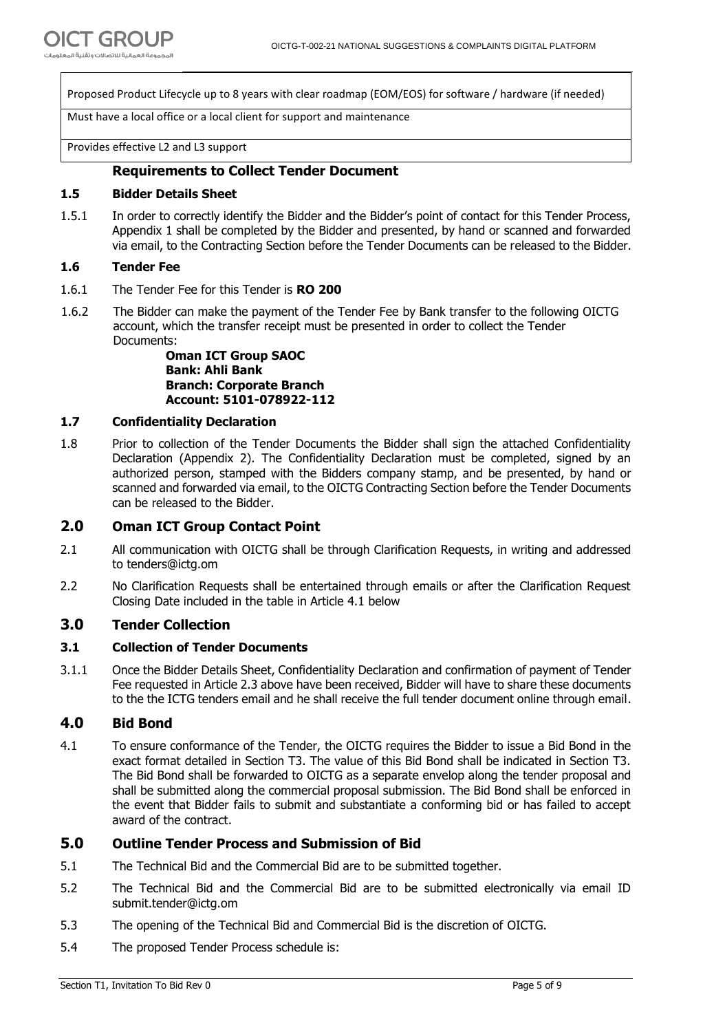| Proposed Product Lifecycle up to 8 years with clear roadmap (EOM/EOS) for software / hardware (if needed) |
|---|
| Must have a local office or a local client for support and maintenance |
| Provides effective L2 and L3 support |

## Requirements to Collect Tender Document

### 1.5 Bidder Details Sheet

1.5.1 In order to correctly identify the Bidder and the Bidder's point of contact for this Tender Process, Appendix 1 shall be completed by the Bidder and presented, by hand or scanned and forwarded via email, to the Contracting Section before the Tender Documents can be released to the Bidder.

### 1.6 Tender Fee

1.6.1 The Tender Fee for this Tender is **RO 200**

1.6.2 The Bidder can make the payment of the Tender Fee by Bank transfer to the following OICTG account, which the transfer receipt must be presented in order to collect the Tender Documents:

**Oman ICT Group SAOC**
**Bank: Ahli Bank**
**Branch: Corporate Branch**
**Account: 5101-078922-112**

### 1.7 Confidentiality Declaration

1.8 Prior to collection of the Tender Documents the Bidder shall sign the attached Confidentiality Declaration (Appendix 2). The Confidentiality Declaration must be completed, signed by an authorized person, stamped with the Bidders company stamp, and be presented, by hand or scanned and forwarded via email, to the OICTG Contracting Section before the Tender Documents can be released to the Bidder.

## 2.0 Oman ICT Group Contact Point

2.1 All communication with OICTG shall be through Clarification Requests, in writing and addressed to tenders@ictg.om

2.2 No Clarification Requests shall be entertained through emails or after the Clarification Request Closing Date included in the table in Article 4.1 below

## 3.0 Tender Collection

### 3.1 Collection of Tender Documents

3.1.1 Once the Bidder Details Sheet, Confidentiality Declaration and confirmation of payment of Tender Fee requested in Article 2.3 above have been received, Bidder will have to share these documents to the the ICTG tenders email and he shall receive the full tender document online through email.

## 4.0 Bid Bond

4.1 To ensure conformance of the Tender, the OICTG requires the Bidder to issue a Bid Bond in the exact format detailed in Section T3. The value of this Bid Bond shall be indicated in Section T3. The Bid Bond shall be forwarded to OICTG as a separate envelop along the tender proposal and shall be submitted along the commercial proposal submission. The Bid Bond shall be enforced in the event that Bidder fails to submit and substantiate a conforming bid or has failed to accept award of the contract.

## 5.0 Outline Tender Process and Submission of Bid

5.1 The Technical Bid and the Commercial Bid are to be submitted together.

5.2 The Technical Bid and the Commercial Bid are to be submitted electronically via email ID submit.tender@ictg.om

5.3 The opening of the Technical Bid and Commercial Bid is the discretion of OICTG.

5.4 The proposed Tender Process schedule is: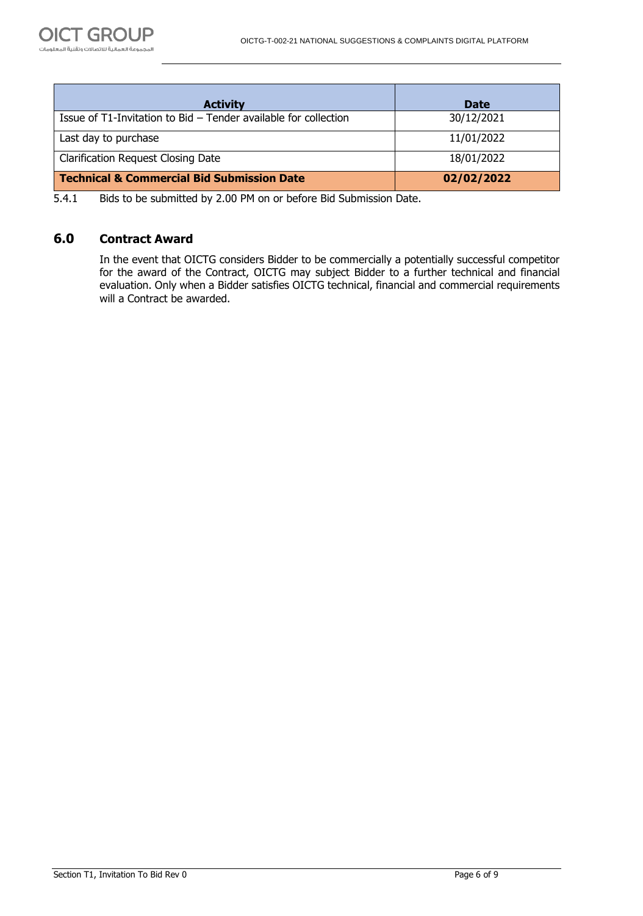| Activity | Date |
|---|---|
| Issue of T1-Invitation to Bid – Tender available for collection | 30/12/2021 |
| Last day to purchase | 11/01/2022 |
| Clarification Request Closing Date | 18/01/2022 |
| **Technical & Commercial Bid Submission Date** | **02/02/2022** |

5.4.1 Bids to be submitted by 2.00 PM on or before Bid Submission Date.

## 6.0 Contract Award

In the event that OICTG considers Bidder to be commercially a potentially successful competitor for the award of the Contract, OICTG may subject Bidder to a further technical and financial evaluation. Only when a Bidder satisfies OICTG technical, financial and commercial requirements will a Contract be awarded.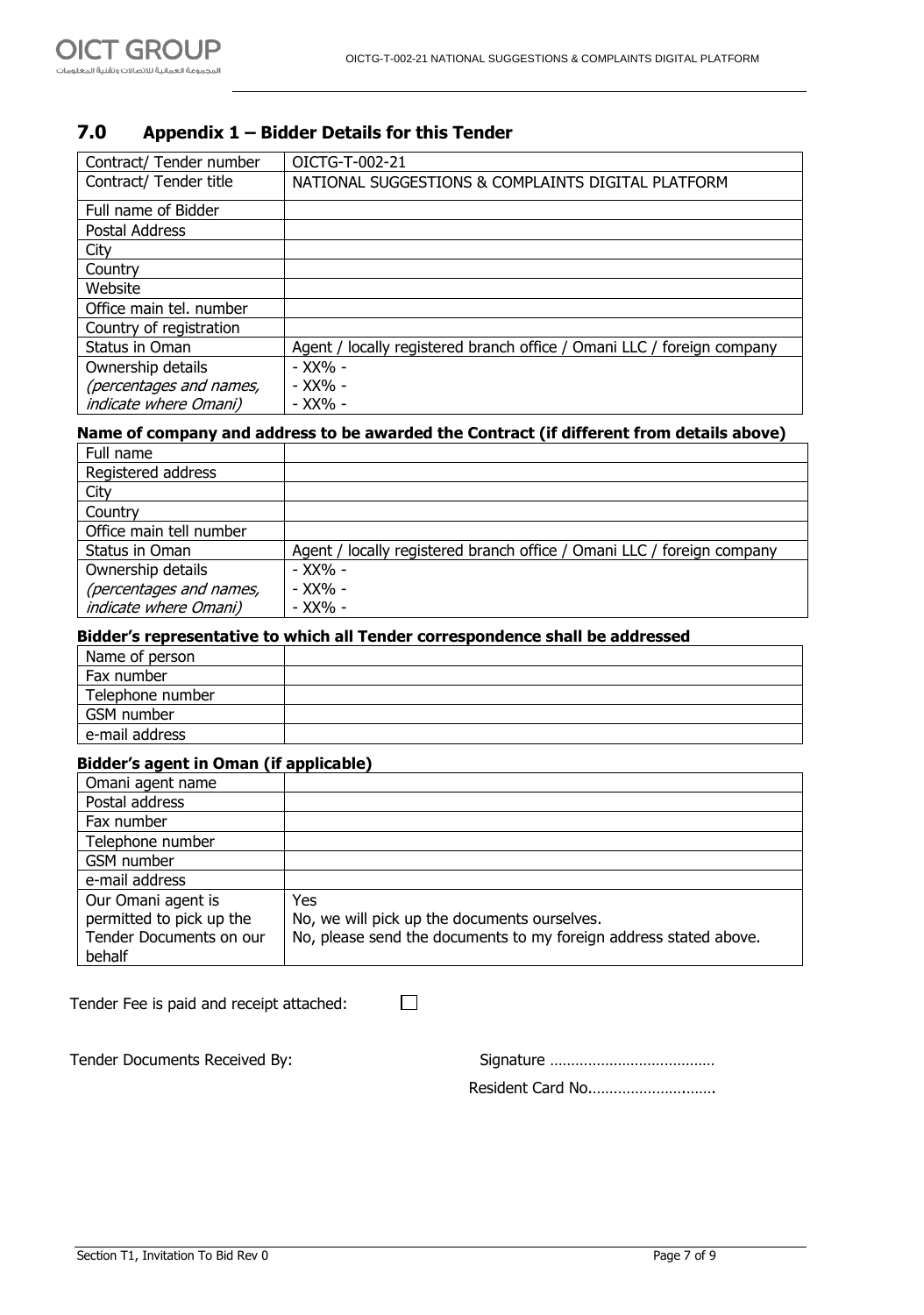## 7.0 Appendix 1 – Bidder Details for this Tender

| Contract/ Tender number | OICTG-T-002-21 |
|---|---|
| Contract/ Tender title | NATIONAL SUGGESTIONS & COMPLAINTS DIGITAL PLATFORM |
| Full name of Bidder | |
| Postal Address | |
| City | |
| Country | |
| Website | |
| Office main tel. number | |
| Country of registration | |
| Status in Oman | Agent / locally registered branch office / Omani LLC / foreign company |
| Ownership details *(percentages and names, indicate where Omani)* | - XX% -<br>- XX% -<br>- XX% - |

**Name of company and address to be awarded the Contract (if different from details above)**

| Full name | |
|---|---|
| Registered address | |
| City | |
| Country | |
| Office main tell number | |
| Status in Oman | Agent / locally registered branch office / Omani LLC / foreign company |
| Ownership details *(percentages and names, indicate where Omani)* | - XX% -<br>- XX% -<br>- XX% - |

**Bidder's representative to which all Tender correspondence shall be addressed**

| Name of person | |
|---|---|
| Fax number | |
| Telephone number | |
| GSM number | |
| e-mail address | |

**Bidder's agent in Oman (if applicable)**

| Omani agent name | |
|---|---|
| Postal address | |
| Fax number | |
| Telephone number | |
| GSM number | |
| e-mail address | |
| Our Omani agent is permitted to pick up the Tender Documents on our behalf | Yes<br>No, we will pick up the documents ourselves.<br>No, please send the documents to my foreign address stated above. |

Tender Fee is paid and receipt attached: ☐

Tender Documents Received By: Signature ………………………………

Resident Card No………………………..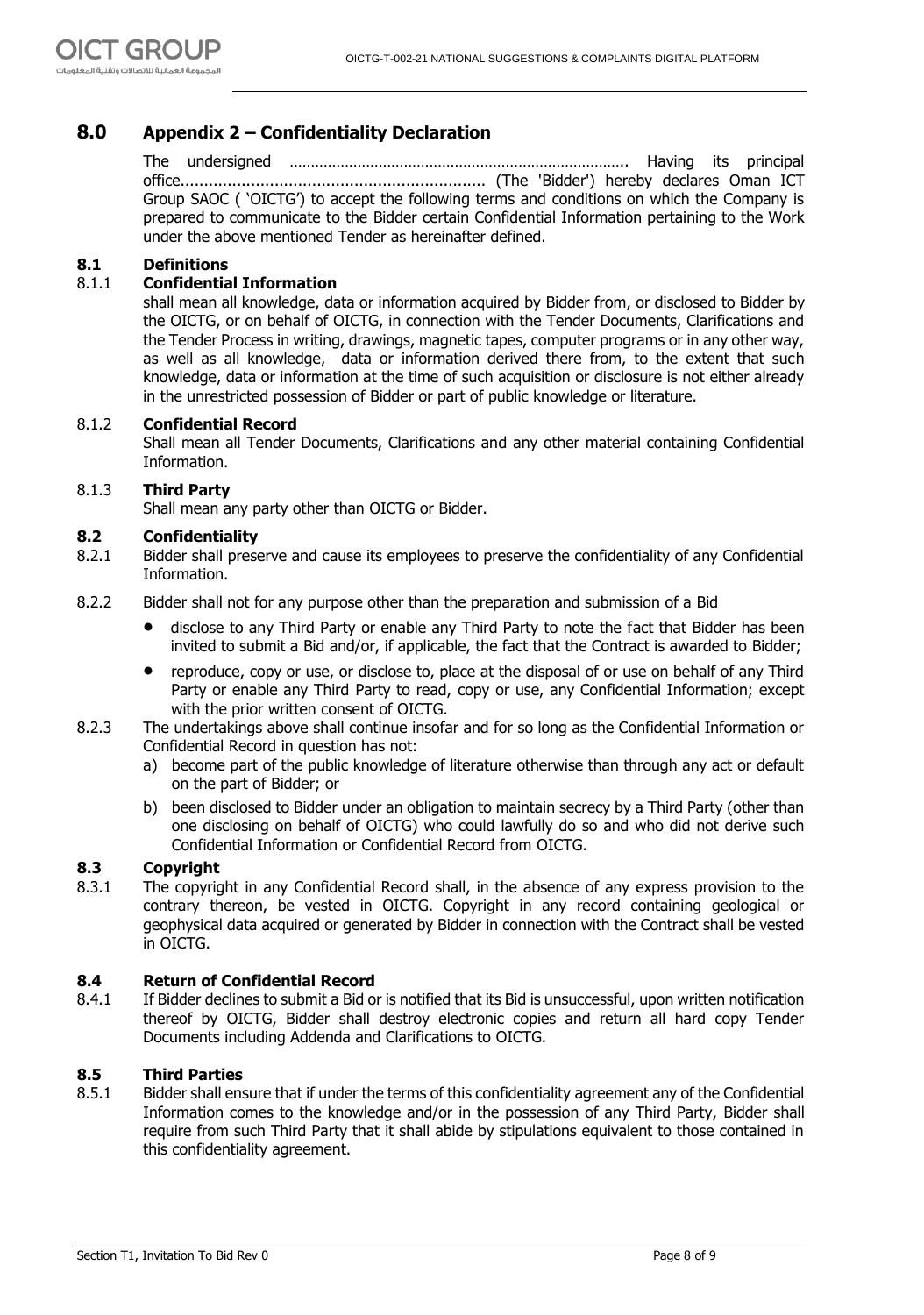# 8.0 Appendix 2 – Confidentiality Declaration

The undersigned …………………………………………………………………….. Having its principal office................................................................ (The 'Bidder') hereby declares Oman ICT Group SAOC ( 'OICTG') to accept the following terms and conditions on which the Company is prepared to communicate to the Bidder certain Confidential Information pertaining to the Work under the above mentioned Tender as hereinafter defined.

## 8.1 Definitions

### 8.1.1 Confidential Information

shall mean all knowledge, data or information acquired by Bidder from, or disclosed to Bidder by the OICTG, or on behalf of OICTG, in connection with the Tender Documents, Clarifications and the Tender Process in writing, drawings, magnetic tapes, computer programs or in any other way, as well as all knowledge, data or information derived there from, to the extent that such knowledge, data or information at the time of such acquisition or disclosure is not either already in the unrestricted possession of Bidder or part of public knowledge or literature.

### 8.1.2 Confidential Record

Shall mean all Tender Documents, Clarifications and any other material containing Confidential Information.

### 8.1.3 Third Party

Shall mean any party other than OICTG or Bidder.

## 8.2 Confidentiality

8.2.1 Bidder shall preserve and cause its employees to preserve the confidentiality of any Confidential Information.

8.2.2 Bidder shall not for any purpose other than the preparation and submission of a Bid

- disclose to any Third Party or enable any Third Party to note the fact that Bidder has been invited to submit a Bid and/or, if applicable, the fact that the Contract is awarded to Bidder;
- reproduce, copy or use, or disclose to, place at the disposal of or use on behalf of any Third Party or enable any Third Party to read, copy or use, any Confidential Information; except with the prior written consent of OICTG.

8.2.3 The undertakings above shall continue insofar and for so long as the Confidential Information or Confidential Record in question has not:

a) become part of the public knowledge of literature otherwise than through any act or default on the part of Bidder; or

b) been disclosed to Bidder under an obligation to maintain secrecy by a Third Party (other than one disclosing on behalf of OICTG) who could lawfully do so and who did not derive such Confidential Information or Confidential Record from OICTG.

## 8.3 Copyright

8.3.1 The copyright in any Confidential Record shall, in the absence of any express provision to the contrary thereon, be vested in OICTG. Copyright in any record containing geological or geophysical data acquired or generated by Bidder in connection with the Contract shall be vested in OICTG.

## 8.4 Return of Confidential Record

8.4.1 If Bidder declines to submit a Bid or is notified that its Bid is unsuccessful, upon written notification thereof by OICTG, Bidder shall destroy electronic copies and return all hard copy Tender Documents including Addenda and Clarifications to OICTG.

## 8.5 Third Parties

8.5.1 Bidder shall ensure that if under the terms of this confidentiality agreement any of the Confidential Information comes to the knowledge and/or in the possession of any Third Party, Bidder shall require from such Third Party that it shall abide by stipulations equivalent to those contained in this confidentiality agreement.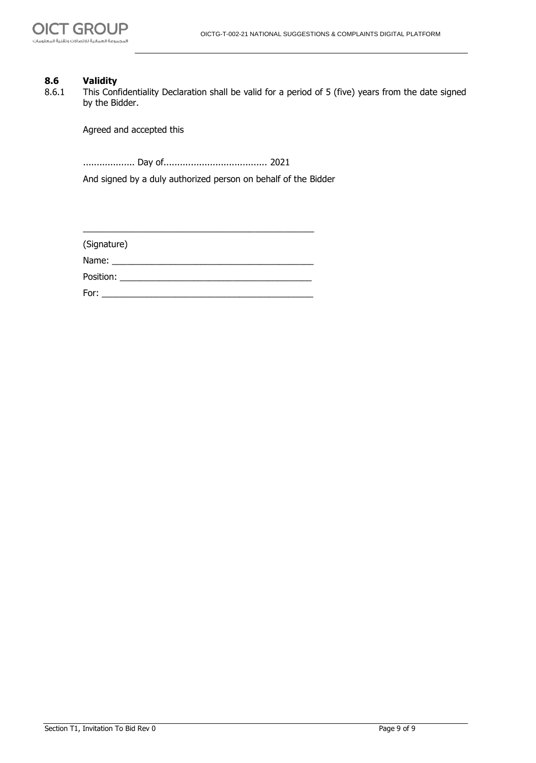### 8.6 Validity

8.6.1 This Confidentiality Declaration shall be valid for a period of 5 (five) years from the date signed by the Bidder.

Agreed and accepted this

.................. Day of...................................... 2021

And signed by a duly authorized person on behalf of the Bidder

_______________________________________________

(Signature)

Name: ________________________________________

Position: ______________________________________

For: __________________________________________